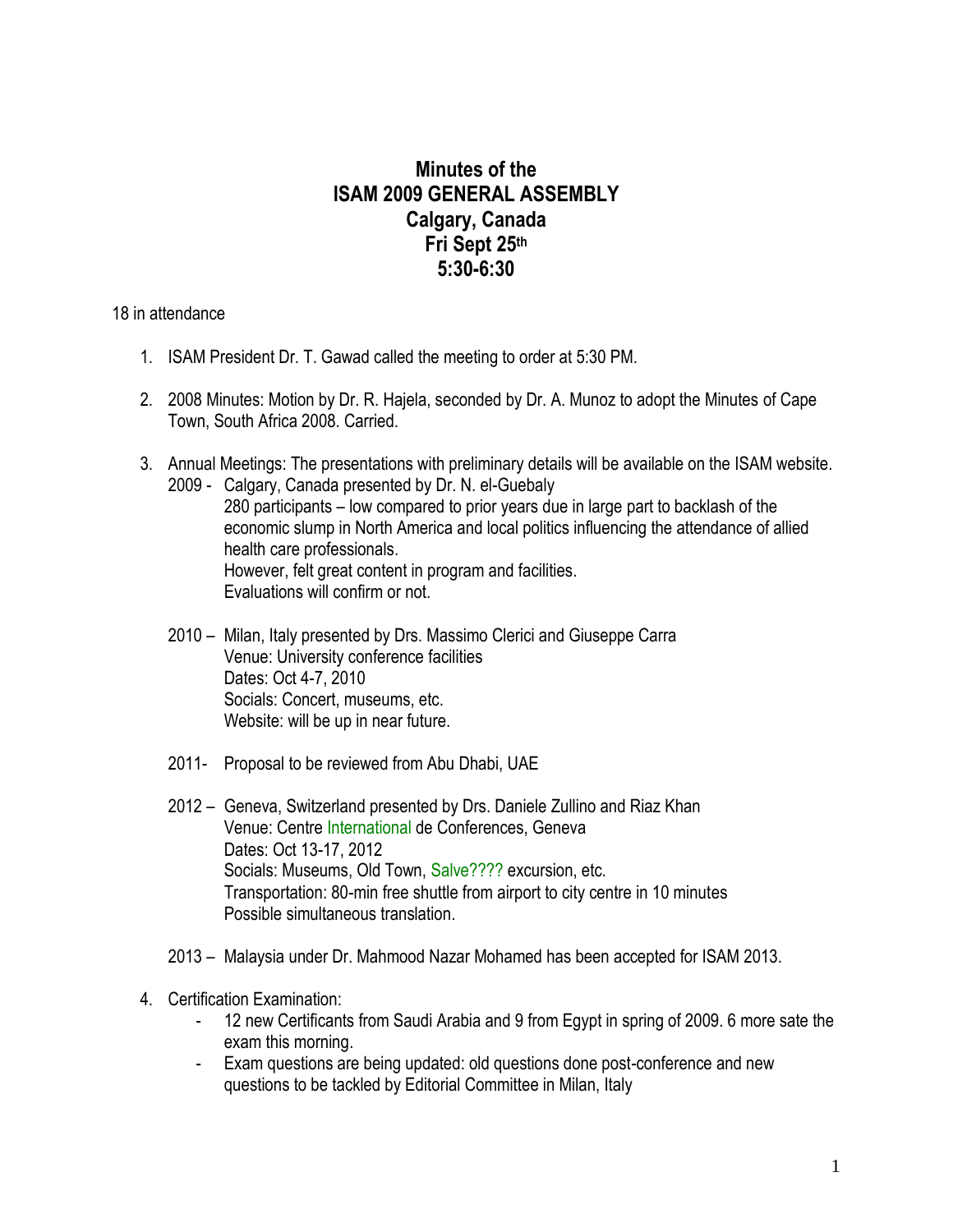# Minutes of the ISAM 2009 GENERAL ASSEMBLY Calgary, Canada Fri Sept 25th 5:30-6:30

18 in attendance

1. ISAM President Dr. T. Gawad called the meeting to order at 5:30 PM.

2. 2008 Minutes: Motion by Dr. R. Hajela, seconded by Dr. A. Munoz to adopt the Minutes of Cape Town, South Africa 2008. Carried.

3. Annual Meetings: The presentations with preliminary details will be available on the ISAM website.

   2009 - Calgary, Canada presented by Dr. N. el-Guebaly
   280 participants – low compared to prior years due in large part to backlash of the economic slump in North America and local politics influencing the attendance of allied health care professionals.
   However, felt great content in program and facilities.
   Evaluations will confirm or not.

   2010 – Milan, Italy presented by Drs. Massimo Clerici and Giuseppe Carra
   Venue: University conference facilities
   Dates: Oct 4-7, 2010
   Socials: Concert, museums, etc.
   Website: will be up in near future.

   2011- Proposal to be reviewed from Abu Dhabi, UAE

   2012 – Geneva, Switzerland presented by Drs. Daniele Zullino and Riaz Khan
   Venue: Centre International de Conferences, Geneva
   Dates: Oct 13-17, 2012
   Socials: Museums, Old Town, Salve???? excursion, etc.
   Transportation: 80-min free shuttle from airport to city centre in 10 minutes
   Possible simultaneous translation.

   2013 – Malaysia under Dr. Mahmood Nazar Mohamed has been accepted for ISAM 2013.

4. Certification Examination:
   - 12 new Certificants from Saudi Arabia and 9 from Egypt in spring of 2009. 6 more sate the exam this morning.
   - Exam questions are being updated: old questions done post-conference and new questions to be tackled by Editorial Committee in Milan, Italy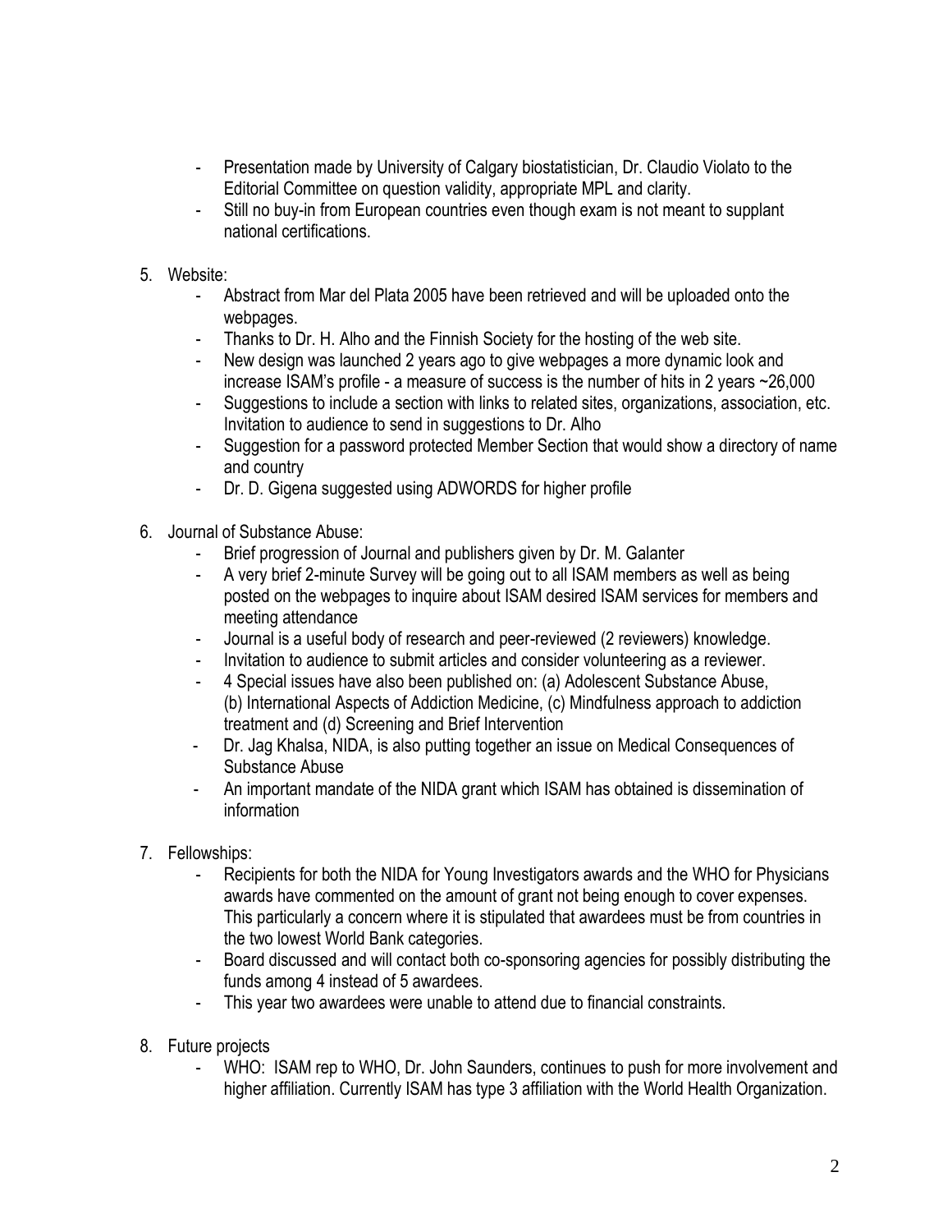- Presentation made by University of Calgary biostatistician, Dr. Claudio Violato to the Editorial Committee on question validity, appropriate MPL and clarity.
- Still no buy-in from European countries even though exam is not meant to supplant national certifications.

5. Website:
   - Abstract from Mar del Plata 2005 have been retrieved and will be uploaded onto the webpages.
   - Thanks to Dr. H. Alho and the Finnish Society for the hosting of the web site.
   - New design was launched 2 years ago to give webpages a more dynamic look and increase ISAM's profile - a measure of success is the number of hits in 2 years ~26,000
   - Suggestions to include a section with links to related sites, organizations, association, etc. Invitation to audience to send in suggestions to Dr. Alho
   - Suggestion for a password protected Member Section that would show a directory of name and country
   - Dr. D. Gigena suggested using ADWORDS for higher profile

6. Journal of Substance Abuse:
   - Brief progression of Journal and publishers given by Dr. M. Galanter
   - A very brief 2-minute Survey will be going out to all ISAM members as well as being posted on the webpages to inquire about ISAM desired ISAM services for members and meeting attendance
   - Journal is a useful body of research and peer-reviewed (2 reviewers) knowledge.
   - Invitation to audience to submit articles and consider volunteering as a reviewer.
   - 4 Special issues have also been published on: (a) Adolescent Substance Abuse, (b) International Aspects of Addiction Medicine, (c) Mindfulness approach to addiction treatment and (d) Screening and Brief Intervention
   - Dr. Jag Khalsa, NIDA, is also putting together an issue on Medical Consequences of Substance Abuse
   - An important mandate of the NIDA grant which ISAM has obtained is dissemination of information

7. Fellowships:
   - Recipients for both the NIDA for Young Investigators awards and the WHO for Physicians awards have commented on the amount of grant not being enough to cover expenses. This particularly a concern where it is stipulated that awardees must be from countries in the two lowest World Bank categories.
   - Board discussed and will contact both co-sponsoring agencies for possibly distributing the funds among 4 instead of 5 awardees.
   - This year two awardees were unable to attend due to financial constraints.

8. Future projects
   - WHO: ISAM rep to WHO, Dr. John Saunders, continues to push for more involvement and higher affiliation. Currently ISAM has type 3 affiliation with the World Health Organization.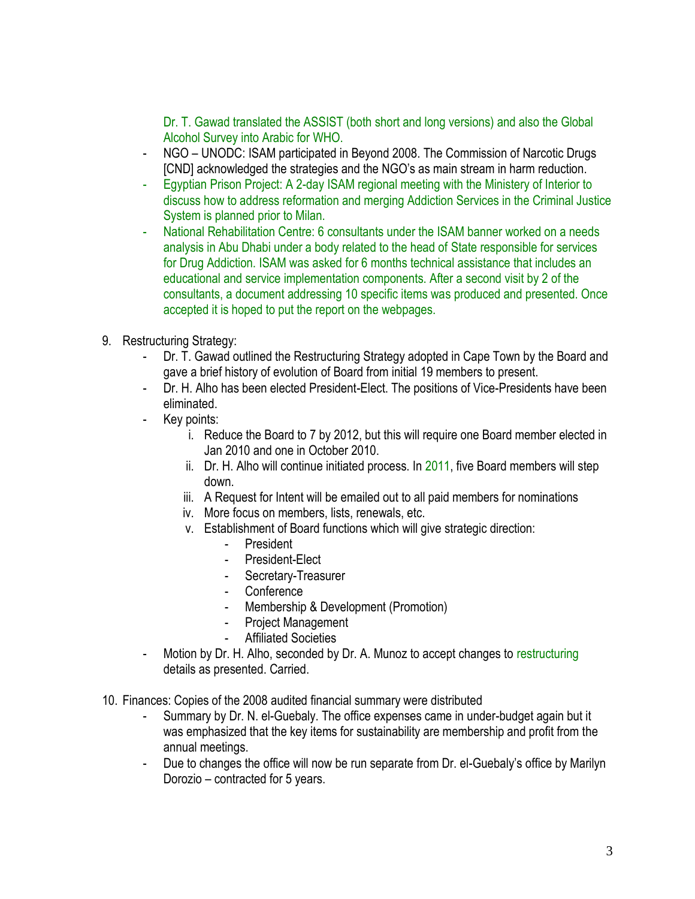Dr. T. Gawad translated the ASSIST (both short and long versions) and also the Global Alcohol Survey into Arabic for WHO.

- NGO – UNODC: ISAM participated in Beyond 2008. The Commission of Narcotic Drugs [CND] acknowledged the strategies and the NGO's as main stream in harm reduction.
- Egyptian Prison Project: A 2-day ISAM regional meeting with the Ministery of Interior to discuss how to address reformation and merging Addiction Services in the Criminal Justice System is planned prior to Milan.
- National Rehabilitation Centre: 6 consultants under the ISAM banner worked on a needs analysis in Abu Dhabi under a body related to the head of State responsible for services for Drug Addiction. ISAM was asked for 6 months technical assistance that includes an educational and service implementation components. After a second visit by 2 of the consultants, a document addressing 10 specific items was produced and presented. Once accepted it is hoped to put the report on the webpages.

9. Restructuring Strategy:
    - Dr. T. Gawad outlined the Restructuring Strategy adopted in Cape Town by the Board and gave a brief history of evolution of Board from initial 19 members to present.
    - Dr. H. Alho has been elected President-Elect. The positions of Vice-Presidents have been eliminated.
    - Key points:
        i. Reduce the Board to 7 by 2012, but this will require one Board member elected in Jan 2010 and one in October 2010.
        ii. Dr. H. Alho will continue initiated process. In 2011, five Board members will step down.
        iii. A Request for Intent will be emailed out to all paid members for nominations
        iv. More focus on members, lists, renewals, etc.
        v. Establishment of Board functions which will give strategic direction:
            - President
            - President-Elect
            - Secretary-Treasurer
            - Conference
            - Membership & Development (Promotion)
            - Project Management
            - Affiliated Societies
    - Motion by Dr. H. Alho, seconded by Dr. A. Munoz to accept changes to restructuring details as presented. Carried.

10. Finances: Copies of the 2008 audited financial summary were distributed
    - Summary by Dr. N. el-Guebaly. The office expenses came in under-budget again but it was emphasized that the key items for sustainability are membership and profit from the annual meetings.
    - Due to changes the office will now be run separate from Dr. el-Guebaly's office by Marilyn Dorozio – contracted for 5 years.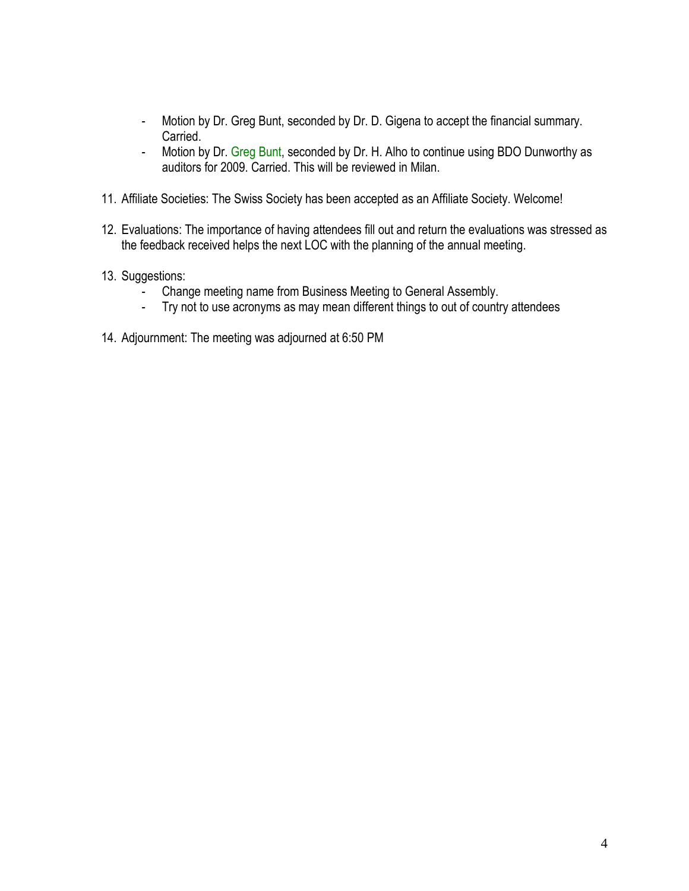- Motion by Dr. Greg Bunt, seconded by Dr. D. Gigena to accept the financial summary. Carried.
- Motion by Dr. Greg Bunt, seconded by Dr. H. Alho to continue using BDO Dunworthy as auditors for 2009. Carried. This will be reviewed in Milan.

11. Affiliate Societies: The Swiss Society has been accepted as an Affiliate Society. Welcome!

12. Evaluations: The importance of having attendees fill out and return the evaluations was stressed as the feedback received helps the next LOC with the planning of the annual meeting.

13. Suggestions:
    - Change meeting name from Business Meeting to General Assembly.
    - Try not to use acronyms as may mean different things to out of country attendees

14. Adjournment: The meeting was adjourned at 6:50 PM